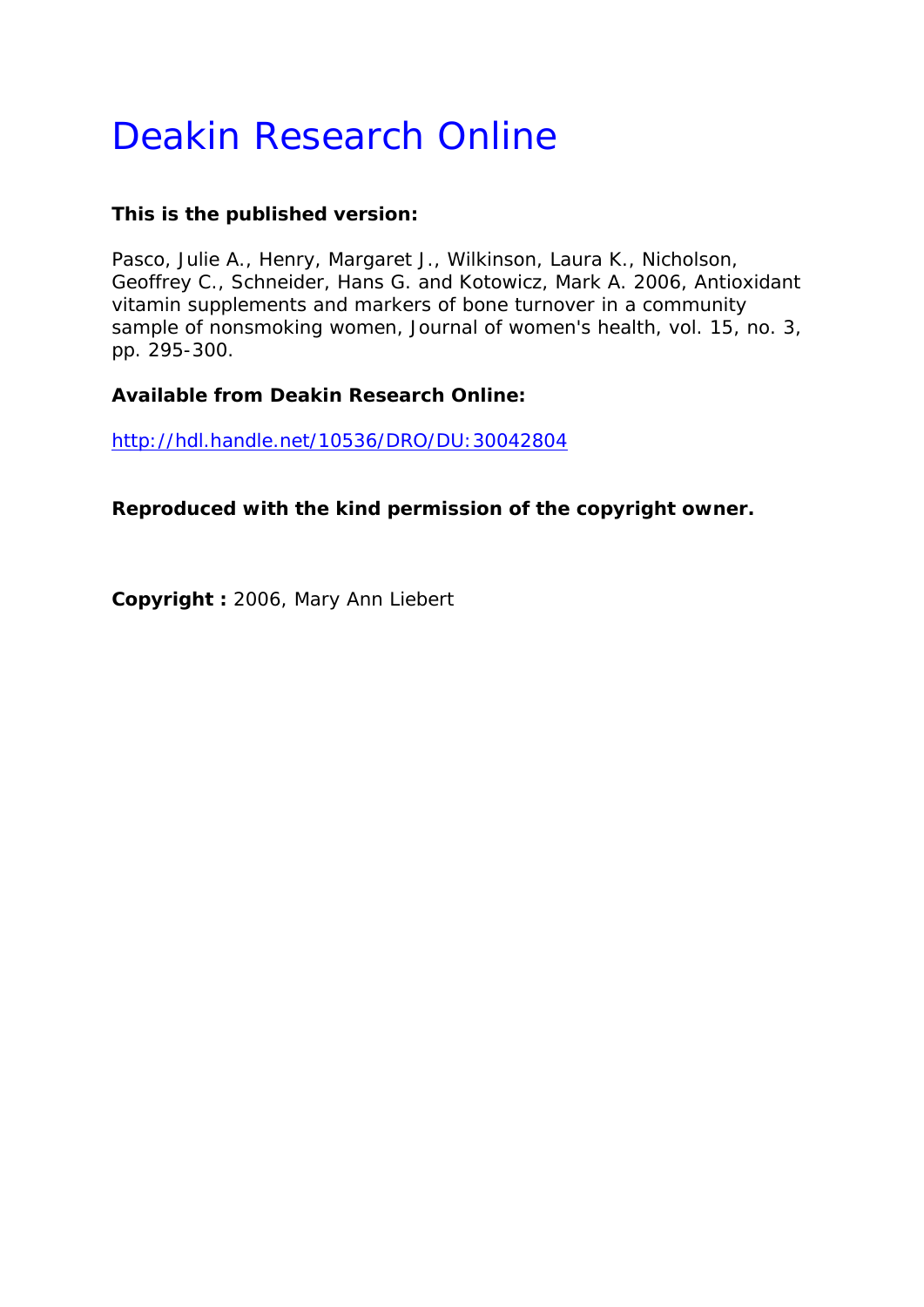# Deakin Research Online

**This is the published version:**

Pasco, Julie A., Henry, Margaret J., Wilkinson, Laura K., Nicholson, Geoffrey C., Schneider, Hans G. and Kotowicz, Mark A. 2006, Antioxidant vitamin supplements and markers of bone turnover in a community sample of nonsmoking women, Journal of women's health, vol. 15, no. 3, pp. 295-300.

**Available from Deakin Research Online:**

http://hdl.handle.net/10536/DRO/DU:30042804

**Reproduced with the kind permission of the copyright owner.**

**Copyright :** 2006, Mary Ann Liebert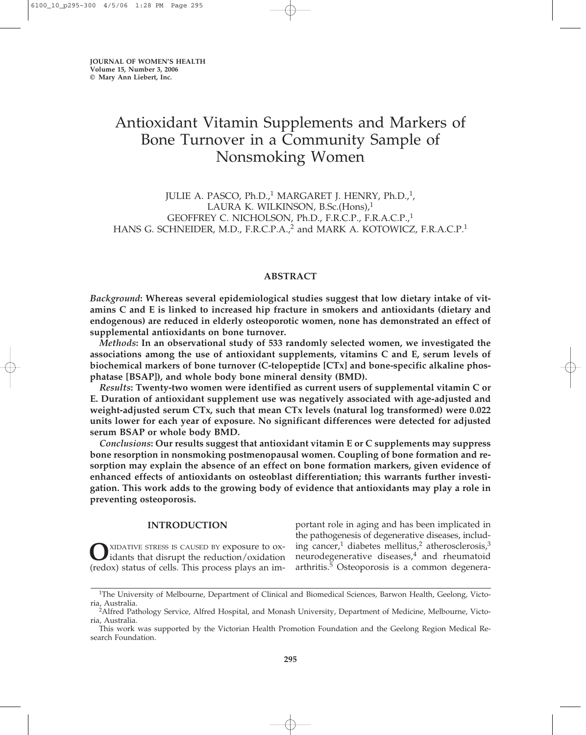# Antioxidant Vitamin Supplements and Markers of Bone Turnover in a Community Sample of Nonsmoking Women

JULIE A. PASCO, Ph.D.,[1] MARGARET J. HENRY, Ph.D.,[1], LAURA K. WILKINSON, B.Sc.(Hons),[1] GEOFFREY C. NICHOLSON, Ph.D., F.R.C.P., F.R.A.C.P.,[1] HANS G. SCHNEIDER, M.D., F.R.C.P.A.,[2] and MARK A. KOTOWICZ, F.R.A.C.P.[1]

## ABSTRACT

***Background*: Whereas several epidemiological studies suggest that low dietary intake of vitamins C and E is linked to increased hip fracture in smokers and antioxidants (dietary and endogenous) are reduced in elderly osteoporotic women, none has demonstrated an effect of supplemental antioxidants on bone turnover.**

***Methods*: In an observational study of 533 randomly selected women, we investigated the associations among the use of antioxidant supplements, vitamins C and E, serum levels of biochemical markers of bone turnover (C-telopeptide [CTx] and bone-specific alkaline phosphatase [BSAP]), and whole body bone mineral density (BMD).**

***Results*: Twenty-two women were identified as current users of supplemental vitamin C or E. Duration of antioxidant supplement use was negatively associated with age-adjusted and weight-adjusted serum CTx, such that mean CTx levels (natural log transformed) were 0.022 units lower for each year of exposure. No significant differences were detected for adjusted serum BSAP or whole body BMD.**

***Conclusions*: Our results suggest that antioxidant vitamin E or C supplements may suppress bone resorption in nonsmoking postmenopausal women. Coupling of bone formation and resorption may explain the absence of an effect on bone formation markers, given evidence of enhanced effects of antioxidants on osteoblast differentiation; this warrants further investigation. This work adds to the growing body of evidence that antioxidants may play a role in preventing osteoporosis.**

## INTRODUCTION

OXIDATIVE STRESS IS CAUSED BY exposure to oxidants that disrupt the reduction/oxidation (redox) status of cells. This process plays an important role in aging and has been implicated in the pathogenesis of degenerative diseases, including cancer,[1] diabetes mellitus,[2] atherosclerosis,[3] neurodegenerative diseases,[4] and rheumatoid arthritis.[5] Osteoporosis is a common degenera-

[1]The University of Melbourne, Department of Clinical and Biomedical Sciences, Barwon Health, Geelong, Victoria, Australia.

[2]Alfred Pathology Service, Alfred Hospital, and Monash University, Department of Medicine, Melbourne, Victoria, Australia.

This work was supported by the Victorian Health Promotion Foundation and the Geelong Region Medical Research Foundation.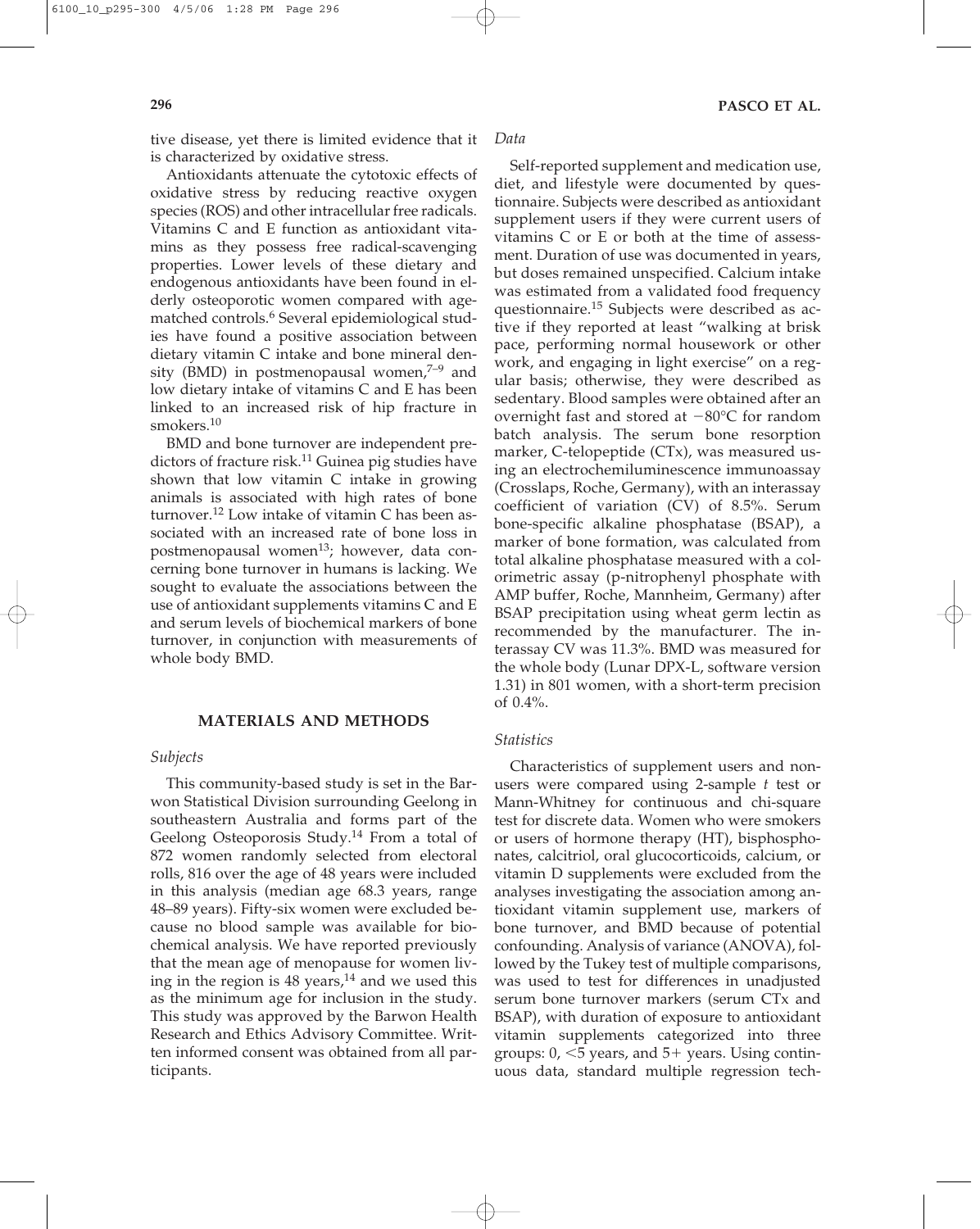tive disease, yet there is limited evidence that it is characterized by oxidative stress.

Antioxidants attenuate the cytotoxic effects of oxidative stress by reducing reactive oxygen species (ROS) and other intracellular free radicals. Vitamins C and E function as antioxidant vitamins as they possess free radical-scavenging properties. Lower levels of these dietary and endogenous antioxidants have been found in elderly osteoporotic women compared with age-matched controls.[6] Several epidemiological studies have found a positive association between dietary vitamin C intake and bone mineral density (BMD) in postmenopausal women,[7–9] and low dietary intake of vitamins C and E has been linked to an increased risk of hip fracture in smokers.[10]

BMD and bone turnover are independent predictors of fracture risk.[11] Guinea pig studies have shown that low vitamin C intake in growing animals is associated with high rates of bone turnover.[12] Low intake of vitamin C has been associated with an increased rate of bone loss in postmenopausal women[13]; however, data concerning bone turnover in humans is lacking. We sought to evaluate the associations between the use of antioxidant supplements vitamins C and E and serum levels of biochemical markers of bone turnover, in conjunction with measurements of whole body BMD.

## MATERIALS AND METHODS

### *Subjects*

This community-based study is set in the Barwon Statistical Division surrounding Geelong in southeastern Australia and forms part of the Geelong Osteoporosis Study.[14] From a total of 872 women randomly selected from electoral rolls, 816 over the age of 48 years were included in this analysis (median age 68.3 years, range 48–89 years). Fifty-six women were excluded because no blood sample was available for biochemical analysis. We have reported previously that the mean age of menopause for women living in the region is 48 years,[14] and we used this as the minimum age for inclusion in the study. This study was approved by the Barwon Health Research and Ethics Advisory Committee. Written informed consent was obtained from all participants.

### *Data*

Self-reported supplement and medication use, diet, and lifestyle were documented by questionnaire. Subjects were described as antioxidant supplement users if they were current users of vitamins C or E or both at the time of assessment. Duration of use was documented in years, but doses remained unspecified. Calcium intake was estimated from a validated food frequency questionnaire.[15] Subjects were described as active if they reported at least "walking at brisk pace, performing normal housework or other work, and engaging in light exercise" on a regular basis; otherwise, they were described as sedentary. Blood samples were obtained after an overnight fast and stored at $-80°C$ for random batch analysis. The serum bone resorption marker, C-telopeptide (CTx), was measured using an electrochemiluminescence immunoassay (Crosslaps, Roche, Germany), with an interassay coefficient of variation (CV) of 8.5%. Serum bone-specific alkaline phosphatase (BSAP), a marker of bone formation, was calculated from total alkaline phosphatase measured with a colorimetric assay (p-nitrophenyl phosphate with AMP buffer, Roche, Mannheim, Germany) after BSAP precipitation using wheat germ lectin as recommended by the manufacturer. The interassay CV was 11.3%. BMD was measured for the whole body (Lunar DPX-L, software version 1.31) in 801 women, with a short-term precision of 0.4%.

### *Statistics*

Characteristics of supplement users and nonusers were compared using 2-sample *t* test or Mann-Whitney for continuous and chi-square test for discrete data. Women who were smokers or users of hormone therapy (HT), bisphosphonates, calcitriol, oral glucocorticoids, calcium, or vitamin D supplements were excluded from the analyses investigating the association among antioxidant vitamin supplement use, markers of bone turnover, and BMD because of potential confounding. Analysis of variance (ANOVA), followed by the Tukey test of multiple comparisons, was used to test for differences in unadjusted serum bone turnover markers (serum CTx and BSAP), with duration of exposure to antioxidant vitamin supplements categorized into three groups: 0, <5 years, and 5+ years. Using continuous data, standard multiple regression tech-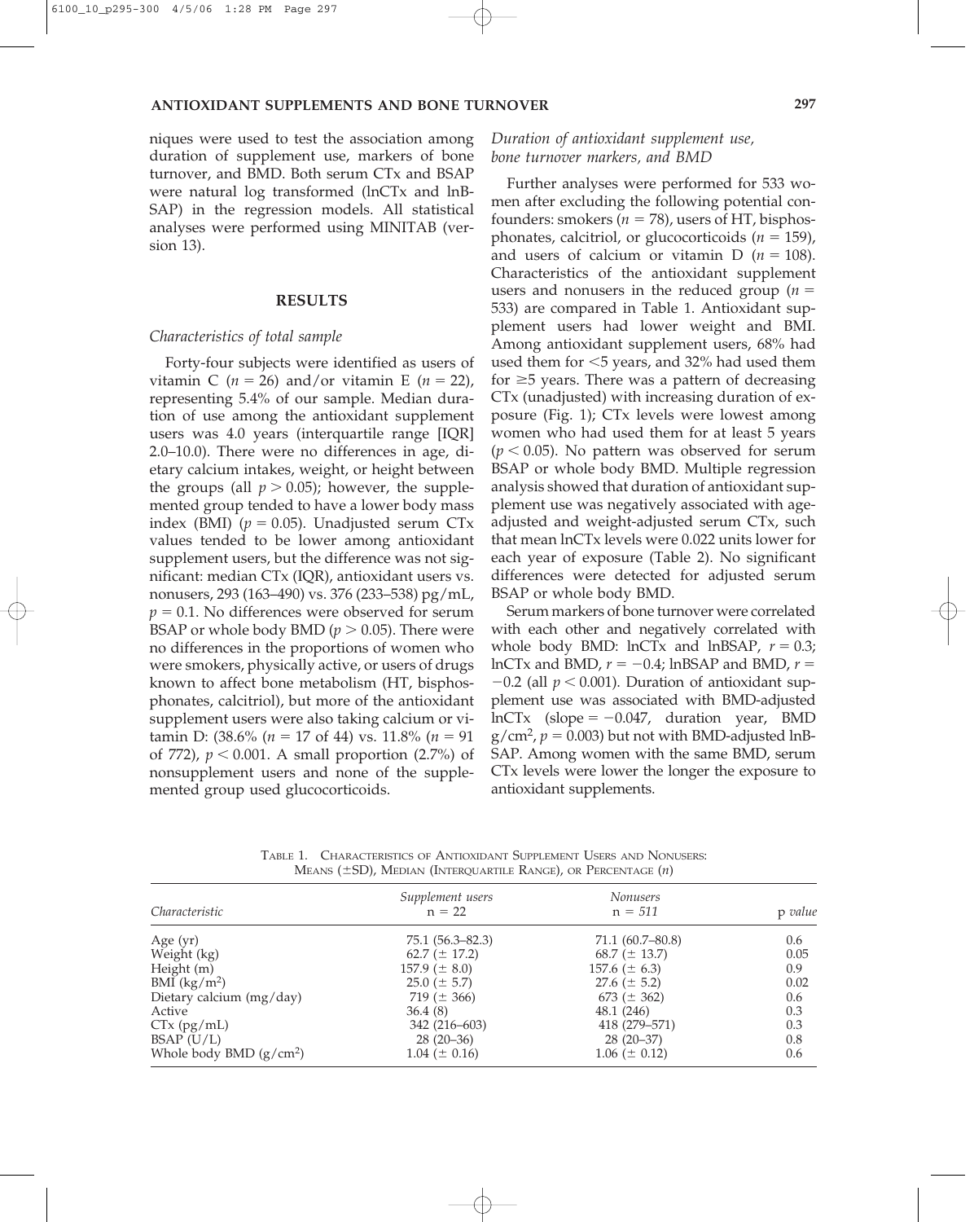niques were used to test the association among duration of supplement use, markers of bone turnover, and BMD. Both serum CTx and BSAP were natural log transformed (lnCTx and lnBSAP) in the regression models. All statistical analyses were performed using MINITAB (version 13).

## RESULTS

### *Characteristics of total sample*

Forty-four subjects were identified as users of vitamin C ($n = 26$) and/or vitamin E ($n = 22$), representing 5.4% of our sample. Median duration of use among the antioxidant supplement users was 4.0 years (interquartile range [IQR] 2.0–10.0). There were no differences in age, dietary calcium intakes, weight, or height between the groups (all $p > 0.05$); however, the supplemented group tended to have a lower body mass index (BMI) ($p = 0.05$). Unadjusted serum CTx values tended to be lower among antioxidant supplement users, but the difference was not significant: median CTx (IQR), antioxidant users vs. nonusers, 293 (163–490) vs. 376 (233–538) pg/mL, $p = 0.1$. No differences were observed for serum BSAP or whole body BMD ($p > 0.05$). There were no differences in the proportions of women who were smokers, physically active, or users of drugs known to affect bone metabolism (HT, bisphosphonates, calcitriol), but more of the antioxidant supplement users were also taking calcium or vitamin D: (38.6% ($n = 17$ of 44) vs. 11.8% ($n = 91$ of 772), $p < 0.001$. A small proportion (2.7%) of nonsupplement users and none of the supplemented group used glucocorticoids.

### *Duration of antioxidant supplement use, bone turnover markers, and BMD*

Further analyses were performed for 533 women after excluding the following potential confounders: smokers ($n = 78$), users of HT, bisphosphonates, calcitriol, or glucocorticoids ($n = 159$), and users of calcium or vitamin D ($n = 108$). Characteristics of the antioxidant supplement users and nonusers in the reduced group ($n = 533$) are compared in Table 1. Antioxidant supplement users had lower weight and BMI. Among antioxidant supplement users, 68% had used them for <5 years, and 32% had used them for ≥5 years. There was a pattern of decreasing CTx (unadjusted) with increasing duration of exposure (Fig. 1); CTx levels were lowest among women who had used them for at least 5 years ($p < 0.05$). No pattern was observed for serum BSAP or whole body BMD. Multiple regression analysis showed that duration of antioxidant supplement use was negatively associated with age-adjusted and weight-adjusted serum CTx, such that mean lnCTx levels were 0.022 units lower for each year of exposure (Table 2). No significant differences were detected for adjusted serum BSAP or whole body BMD.

Serum markers of bone turnover were correlated with each other and negatively correlated with whole body BMD: lnCTx and lnBSAP, $r = 0.3$; lnCTx and BMD, $r = -0.4$; lnBSAP and BMD, $r = -0.2$ (all $p < 0.001$). Duration of antioxidant supplement use was associated with BMD-adjusted lnCTx (slope $= -0.047$, duration year, BMD g/cm$^2$, $p = 0.003$) but not with BMD-adjusted lnBSAP. Among women with the same BMD, serum CTx levels were lower the longer the exposure to antioxidant supplements.

TABLE 1. CHARACTERISTICS OF ANTIOXIDANT SUPPLEMENT USERS AND NONUSERS: MEANS (±SD), MEDIAN (INTERQUARTILE RANGE), OR PERCENTAGE ($n$)

| *Characteristic* | *Supplement users* n = 22 | *Nonusers* n = *511* | p *value* |
|---|---|---|---|
| Age (yr) | 75.1 (56.3–82.3) | 71.1 (60.7–80.8) | 0.6 |
| Weight (kg) | 62.7 (± 17.2) | 68.7 (± 13.7) | 0.05 |
| Height (m) | 157.9 (± 8.0) | 157.6 (± 6.3) | 0.9 |
| BMI (kg/m$^2$) | 25.0 (± 5.7) | 27.6 (± 5.2) | 0.02 |
| Dietary calcium (mg/day) | 719 (± 366) | 673 (± 362) | 0.6 |
| Active | 36.4 (8) | 48.1 (246) | 0.3 |
| CTx (pg/mL) | 342 (216–603) | 418 (279–571) | 0.3 |
| BSAP (U/L) | 28 (20–36) | 28 (20–37) | 0.8 |
| Whole body BMD (g/cm$^2$) | 1.04 (± 0.16) | 1.06 (± 0.12) | 0.6 |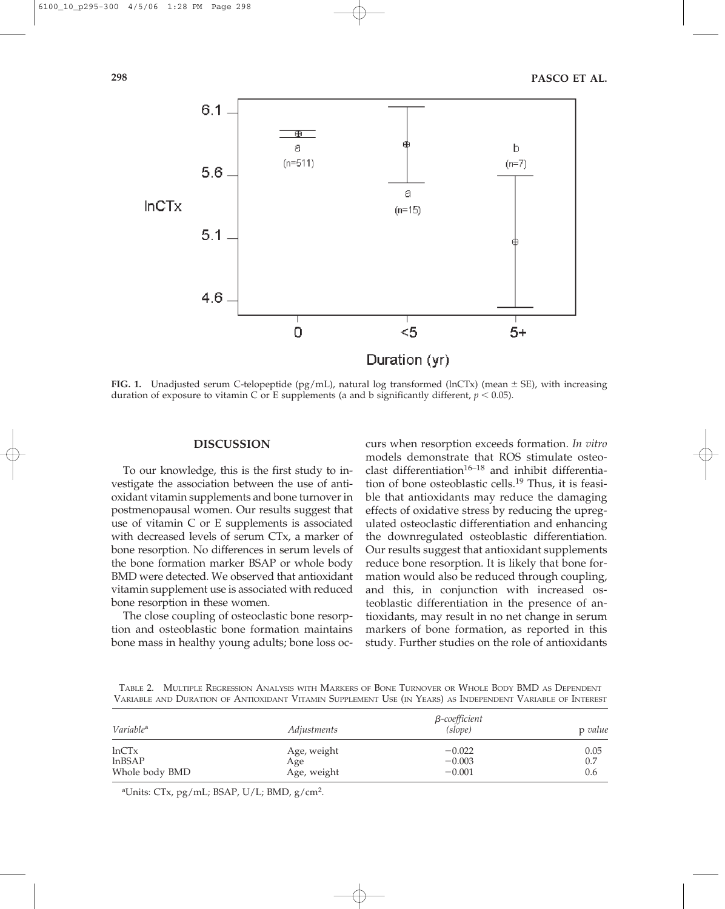**FIG. 1.** Unadjusted serum C-telopeptide (pg/mL), natural log transformed (lnCTx) (mean ± SE), with increasing duration of exposure to vitamin C or E supplements (a and b significantly different, $p < 0.05$).

## DISCUSSION

To our knowledge, this is the first study to investigate the association between the use of antioxidant vitamin supplements and bone turnover in postmenopausal women. Our results suggest that use of vitamin C or E supplements is associated with decreased levels of serum CTx, a marker of bone resorption. No differences in serum levels of the bone formation marker BSAP or whole body BMD were detected. We observed that antioxidant vitamin supplement use is associated with reduced bone resorption in these women.

The close coupling of osteoclastic bone resorption and osteoblastic bone formation maintains bone mass in healthy young adults; bone loss occurs when resorption exceeds formation. *In vitro* models demonstrate that ROS stimulate osteoclast differentiation[16–18] and inhibit differentiation of bone osteoblastic cells.[19] Thus, it is feasible that antioxidants may reduce the damaging effects of oxidative stress by reducing the upregulated osteoclastic differentiation and enhancing the downregulated osteoblastic differentiation. Our results suggest that antioxidant supplements reduce bone resorption. It is likely that bone formation would also be reduced through coupling, and this, in conjunction with increased osteoblastic differentiation in the presence of antioxidants, may result in no net change in serum markers of bone formation, as reported in this study. Further studies on the role of antioxidants

TABLE 2. MULTIPLE REGRESSION ANALYSIS WITH MARKERS OF BONE TURNOVER OR WHOLE BODY BMD AS DEPENDENT VARIABLE AND DURATION OF ANTIOXIDANT VITAMIN SUPPLEMENT USE (IN YEARS) AS INDEPENDENT VARIABLE OF INTEREST

| *Variable*[a] | *Adjustments* | *β-coefficient (slope)* | p *value* |
|---|---|---|---|
| lnCTx | Age, weight | −0.022 | 0.05 |
| lnBSAP | Age | −0.003 | 0.7 |
| Whole body BMD | Age, weight | −0.001 | 0.6 |

[a]Units: CTx, pg/mL; BSAP, U/L; BMD, g/cm$^2$.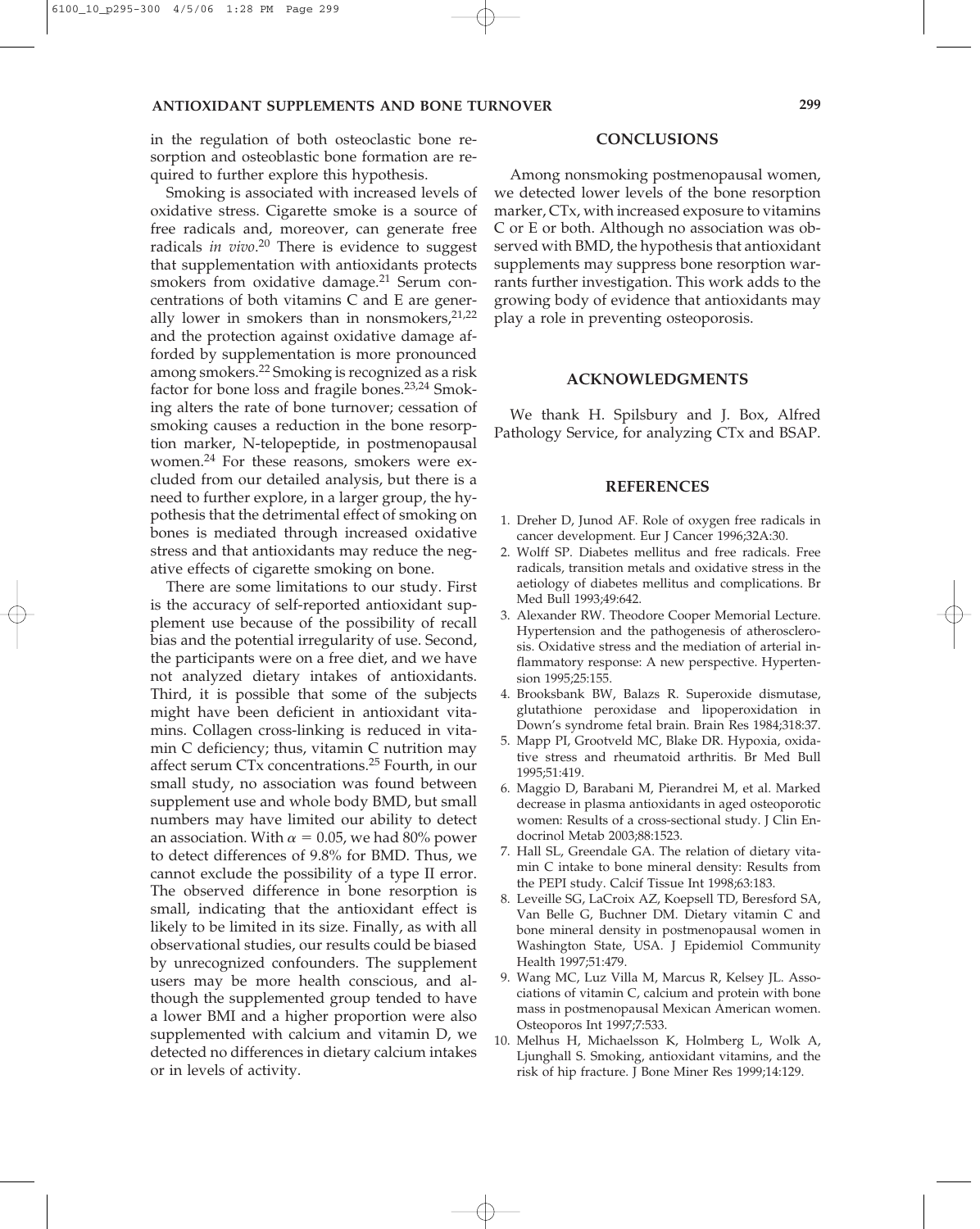in the regulation of both osteoclastic bone resorption and osteoblastic bone formation are required to further explore this hypothesis.

Smoking is associated with increased levels of oxidative stress. Cigarette smoke is a source of free radicals and, moreover, can generate free radicals *in vivo*.[20] There is evidence to suggest that supplementation with antioxidants protects smokers from oxidative damage.[21] Serum concentrations of both vitamins C and E are generally lower in smokers than in nonsmokers,[21,22] and the protection against oxidative damage afforded by supplementation is more pronounced among smokers.[22] Smoking is recognized as a risk factor for bone loss and fragile bones.[23,24] Smoking alters the rate of bone turnover; cessation of smoking causes a reduction in the bone resorption marker, N-telopeptide, in postmenopausal women.[24] For these reasons, smokers were excluded from our detailed analysis, but there is a need to further explore, in a larger group, the hypothesis that the detrimental effect of smoking on bones is mediated through increased oxidative stress and that antioxidants may reduce the negative effects of cigarette smoking on bone.

There are some limitations to our study. First is the accuracy of self-reported antioxidant supplement use because of the possibility of recall bias and the potential irregularity of use. Second, the participants were on a free diet, and we have not analyzed dietary intakes of antioxidants. Third, it is possible that some of the subjects might have been deficient in antioxidant vitamins. Collagen cross-linking is reduced in vitamin C deficiency; thus, vitamin C nutrition may affect serum CTx concentrations.[25] Fourth, in our small study, no association was found between supplement use and whole body BMD, but small numbers may have limited our ability to detect an association. With $\alpha = 0.05$, we had 80% power to detect differences of 9.8% for BMD. Thus, we cannot exclude the possibility of a type II error. The observed difference in bone resorption is small, indicating that the antioxidant effect is likely to be limited in its size. Finally, as with all observational studies, our results could be biased by unrecognized confounders. The supplement users may be more health conscious, and although the supplemented group tended to have a lower BMI and a higher proportion were also supplemented with calcium and vitamin D, we detected no differences in dietary calcium intakes or in levels of activity.

## CONCLUSIONS

Among nonsmoking postmenopausal women, we detected lower levels of the bone resorption marker, CTx, with increased exposure to vitamins C or E or both. Although no association was observed with BMD, the hypothesis that antioxidant supplements may suppress bone resorption warrants further investigation. This work adds to the growing body of evidence that antioxidants may play a role in preventing osteoporosis.

## ACKNOWLEDGMENTS

We thank H. Spilsbury and J. Box, Alfred Pathology Service, for analyzing CTx and BSAP.

## REFERENCES

1. Dreher D, Junod AF. Role of oxygen free radicals in cancer development. Eur J Cancer 1996;32A:30.
2. Wolff SP. Diabetes mellitus and free radicals. Free radicals, transition metals and oxidative stress in the aetiology of diabetes mellitus and complications. Br Med Bull 1993;49:642.
3. Alexander RW. Theodore Cooper Memorial Lecture. Hypertension and the pathogenesis of atherosclerosis. Oxidative stress and the mediation of arterial inflammatory response: A new perspective. Hypertension 1995;25:155.
4. Brooksbank BW, Balazs R. Superoxide dismutase, glutathione peroxidase and lipoperoxidation in Down's syndrome fetal brain. Brain Res 1984;318:37.
5. Mapp PI, Grootveld MC, Blake DR. Hypoxia, oxidative stress and rheumatoid arthritis. Br Med Bull 1995;51:419.
6. Maggio D, Barabani M, Pierandrei M, et al. Marked decrease in plasma antioxidants in aged osteoporotic women: Results of a cross-sectional study. J Clin Endocrinol Metab 2003;88:1523.
7. Hall SL, Greendale GA. The relation of dietary vitamin C intake to bone mineral density: Results from the PEPI study. Calcif Tissue Int 1998;63:183.
8. Leveille SG, LaCroix AZ, Koepsell TD, Beresford SA, Van Belle G, Buchner DM. Dietary vitamin C and bone mineral density in postmenopausal women in Washington State, USA. J Epidemiol Community Health 1997;51:479.
9. Wang MC, Luz Villa M, Marcus R, Kelsey JL. Associations of vitamin C, calcium and protein with bone mass in postmenopausal Mexican American women. Osteoporos Int 1997;7:533.
10. Melhus H, Michaelsson K, Holmberg L, Wolk A, Ljunghall S. Smoking, antioxidant vitamins, and the risk of hip fracture. J Bone Miner Res 1999;14:129.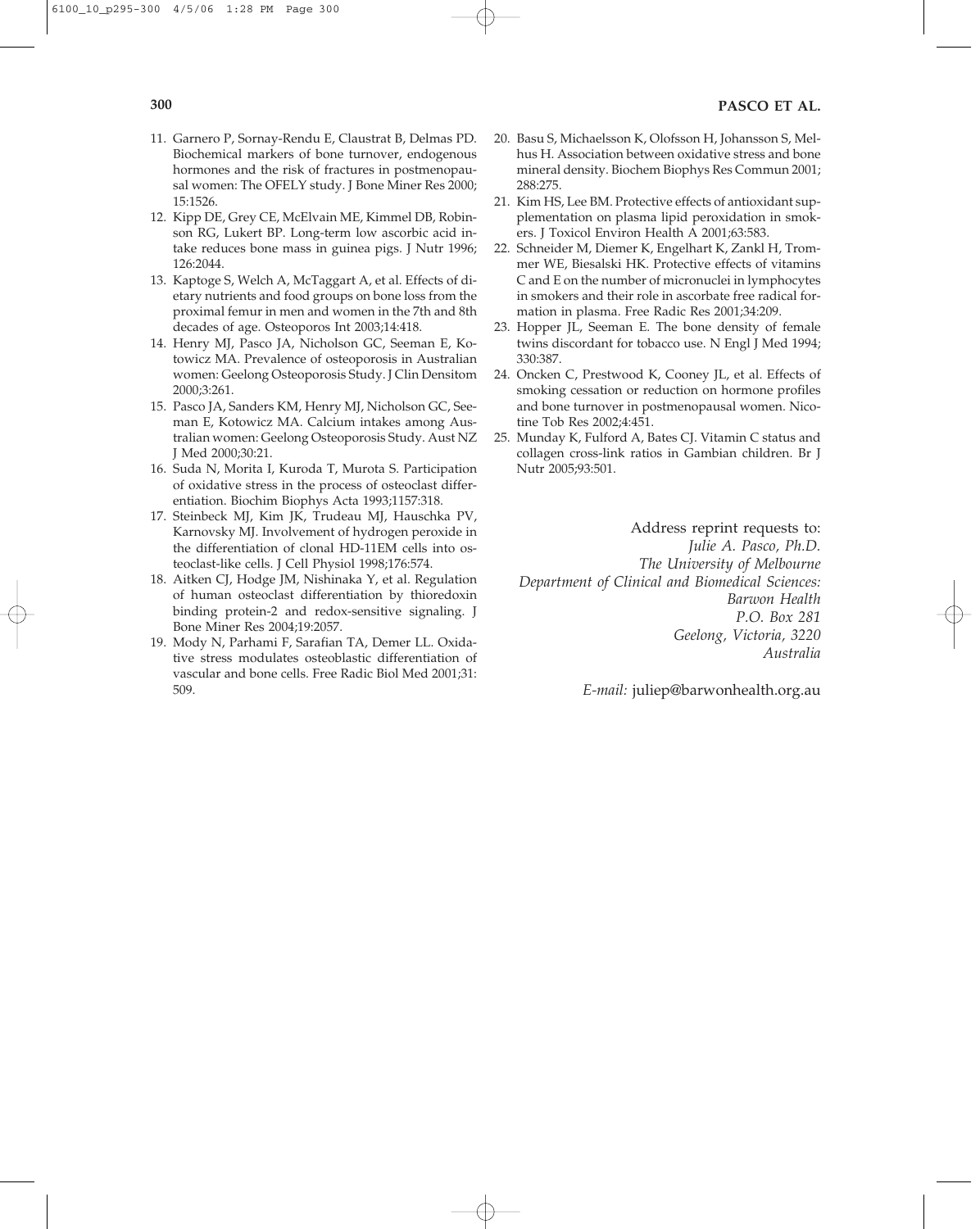11. Garnero P, Sornay-Rendu E, Claustrat B, Delmas PD. Biochemical markers of bone turnover, endogenous hormones and the risk of fractures in postmenopausal women: The OFELY study. J Bone Miner Res 2000; 15:1526.
12. Kipp DE, Grey CE, McElvain ME, Kimmel DB, Robinson RG, Lukert BP. Long-term low ascorbic acid intake reduces bone mass in guinea pigs. J Nutr 1996; 126:2044.
13. Kaptoge S, Welch A, McTaggart A, et al. Effects of dietary nutrients and food groups on bone loss from the proximal femur in men and women in the 7th and 8th decades of age. Osteoporos Int 2003;14:418.
14. Henry MJ, Pasco JA, Nicholson GC, Seeman E, Kotowicz MA. Prevalence of osteoporosis in Australian women: Geelong Osteoporosis Study. J Clin Densitom 2000;3:261.
15. Pasco JA, Sanders KM, Henry MJ, Nicholson GC, Seeman E, Kotowicz MA. Calcium intakes among Australian women: Geelong Osteoporosis Study. Aust NZ J Med 2000;30:21.
16. Suda N, Morita I, Kuroda T, Murota S. Participation of oxidative stress in the process of osteoclast differentiation. Biochim Biophys Acta 1993;1157:318.
17. Steinbeck MJ, Kim JK, Trudeau MJ, Hauschka PV, Karnovsky MJ. Involvement of hydrogen peroxide in the differentiation of clonal HD-11EM cells into osteoclast-like cells. J Cell Physiol 1998;176:574.
18. Aitken CJ, Hodge JM, Nishinaka Y, et al. Regulation of human osteoclast differentiation by thioredoxin binding protein-2 and redox-sensitive signaling. J Bone Miner Res 2004;19:2057.
19. Mody N, Parhami F, Sarafian TA, Demer LL. Oxidative stress modulates osteoblastic differentiation of vascular and bone cells. Free Radic Biol Med 2001;31: 509.
20. Basu S, Michaelsson K, Olofsson H, Johansson S, Melhus H. Association between oxidative stress and bone mineral density. Biochem Biophys Res Commun 2001; 288:275.
21. Kim HS, Lee BM. Protective effects of antioxidant supplementation on plasma lipid peroxidation in smokers. J Toxicol Environ Health A 2001;63:583.
22. Schneider M, Diemer K, Engelhart K, Zankl H, Trommer WE, Biesalski HK. Protective effects of vitamins C and E on the number of micronuclei in lymphocytes in smokers and their role in ascorbate free radical formation in plasma. Free Radic Res 2001;34:209.
23. Hopper JL, Seeman E. The bone density of female twins discordant for tobacco use. N Engl J Med 1994; 330:387.
24. Oncken C, Prestwood K, Cooney JL, et al. Effects of smoking cessation or reduction on hormone profiles and bone turnover in postmenopausal women. Nicotine Tob Res 2002;4:451.
25. Munday K, Fulford A, Bates CJ. Vitamin C status and collagen cross-link ratios in Gambian children. Br J Nutr 2005;93:501.

Address reprint requests to:
*Julie A. Pasco, Ph.D.*
*The University of Melbourne*
*Department of Clinical and Biomedical Sciences: Barwon Health*
*P.O. Box 281*
*Geelong, Victoria, 3220*
*Australia*

*E-mail:* juliep@barwonhealth.org.au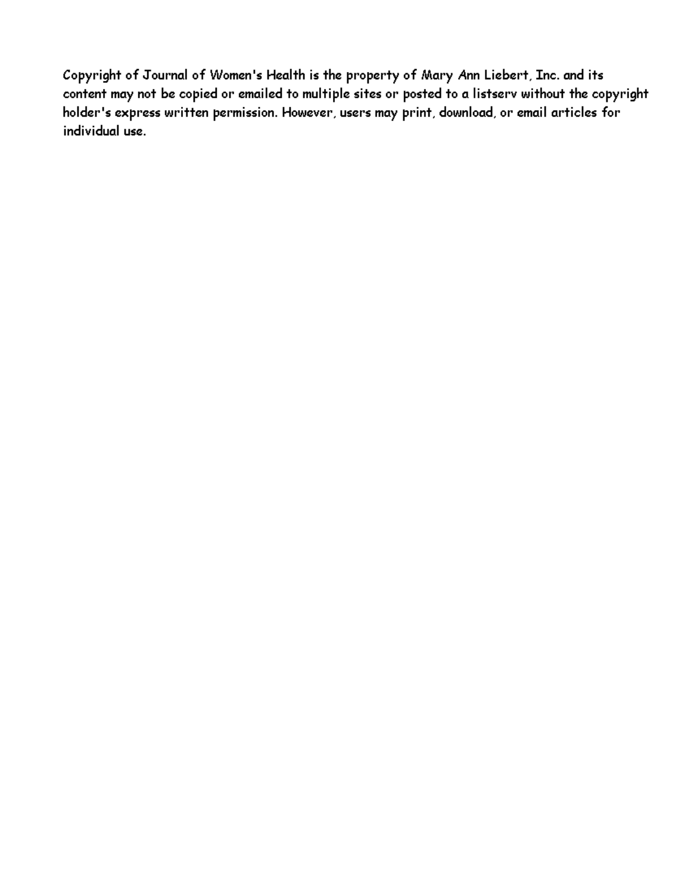Copyright of Journal of Women's Health is the property of Mary Ann Liebert, Inc. and its content may not be copied or emailed to multiple sites or posted to a listserv without the copyright holder's express written permission. However, users may print, download, or email articles for individual use.